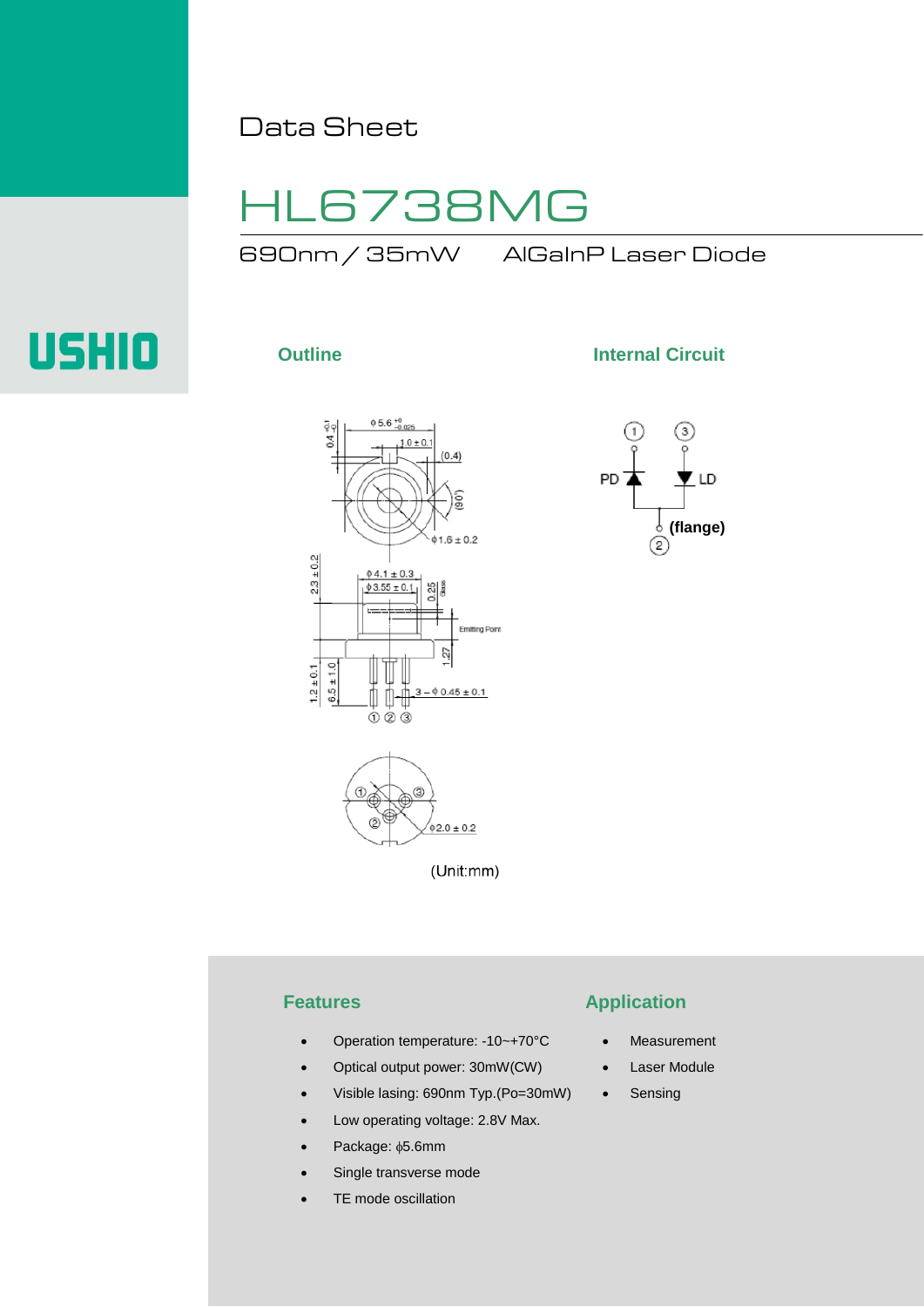Data Sheet

# HL6738MG

690nm / 35mW AlGaInP Laser Diode

USHIO

## Outline

(Unit:mm)

## Internal Circuit

## Features

- Operation temperature: -10~+70°C
- Optical output power: 30mW(CW)
- Visible lasing: 690nm Typ.(Po=30mW)
- Low operating voltage: 2.8V Max.
- Package: $\phi$5.6mm
- Single transverse mode
- TE mode oscillation

## Application

- Measurement
- Laser Module
- Sensing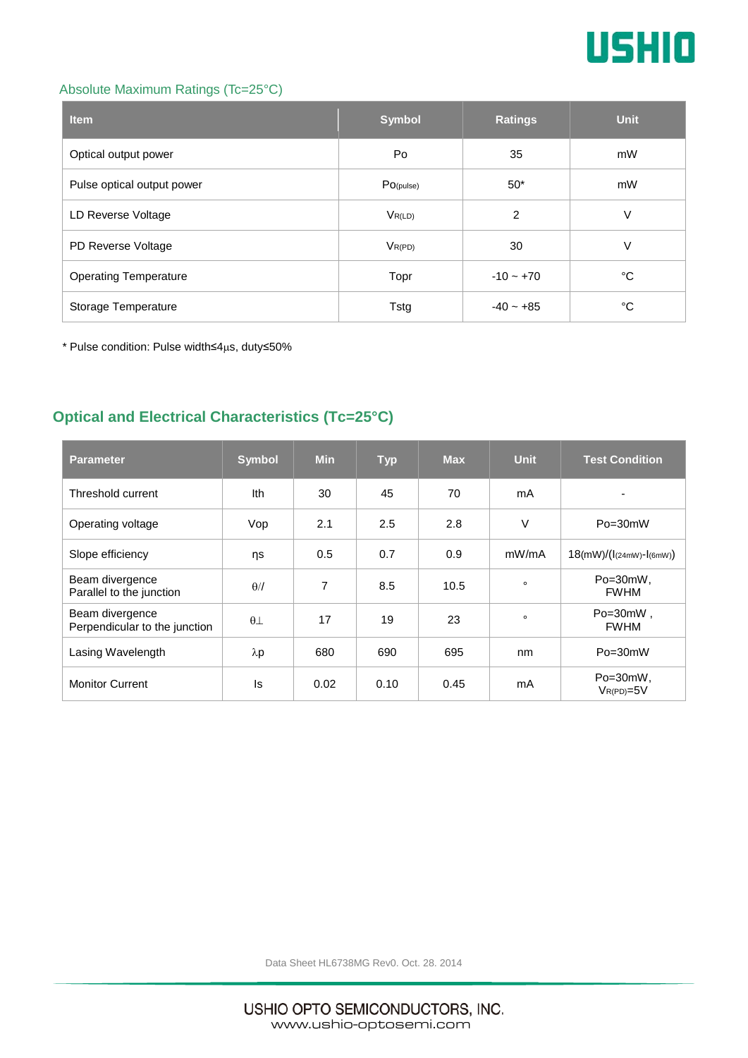## Absolute Maximum Ratings (Tc=25°C)

| Item | Symbol | Ratings | Unit |
|---|---|---|---|
| Optical output power | Po | 35 | mW |
| Pulse optical output power | $Po_{(pulse)}$ | 50* | mW |
| LD Reverse Voltage | $V_{R(LD)}$ | 2 | V |
| PD Reverse Voltage | $V_{R(PD)}$ | 30 | V |
| Operating Temperature | Topr | -10 ~ +70 | °C |
| Storage Temperature | Tstg | -40 ~ +85 | °C |

* Pulse condition: Pulse width≤4μs, duty≤50%

## Optical and Electrical Characteristics (Tc=25°C)

| Parameter | Symbol | Min | Typ | Max | Unit | Test Condition |
|---|---|---|---|---|---|---|
| Threshold current | Ith | 30 | 45 | 70 | mA | - |
| Operating voltage | Vop | 2.1 | 2.5 | 2.8 | V | Po=30mW |
| Slope efficiency | ηs | 0.5 | 0.7 | 0.9 | mW/mA | $18(mW)/(I_{(24mW)}-I_{(6mW)})$ |
| Beam divergence Parallel to the junction | θ// | 7 | 8.5 | 10.5 | ° | Po=30mW, FWHM |
| Beam divergence Perpendicular to the junction | θ⊥ | 17 | 19 | 23 | ° | Po=30mW , FWHM |
| Lasing Wavelength | λp | 680 | 690 | 695 | nm | Po=30mW |
| Monitor Current | Is | 0.02 | 0.10 | 0.45 | mA | Po=30mW, $V_{R(PD)}$=5V |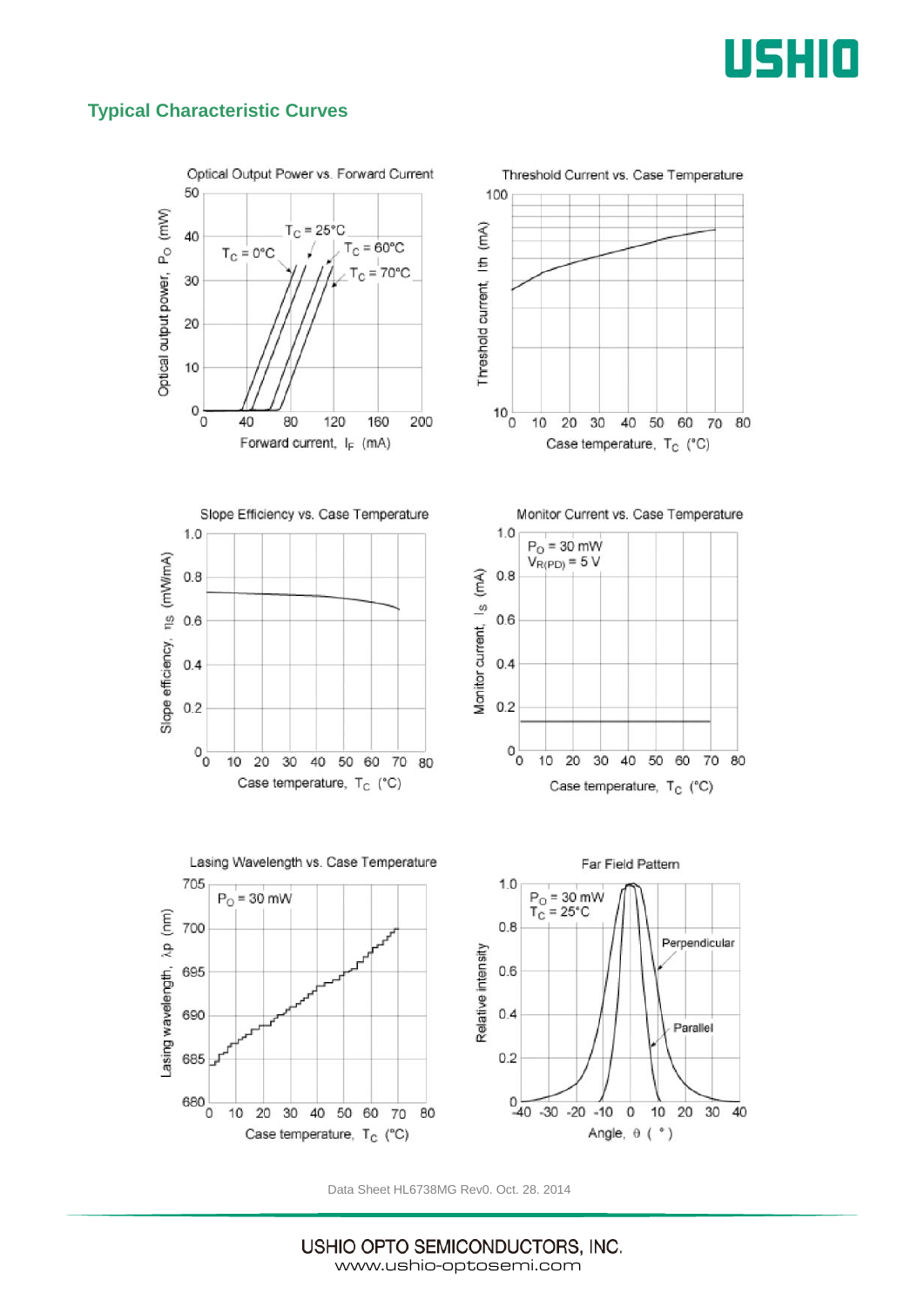## Typical Characteristic Curves

Optical Output Power vs. Forward Current

Threshold Current vs. Case Temperature

Slope Efficiency vs. Case Temperature

Monitor Current vs. Case Temperature

Lasing Wavelength vs. Case Temperature

Far Field Pattern

Data Sheet HL6738MG Rev0. Oct. 28. 2014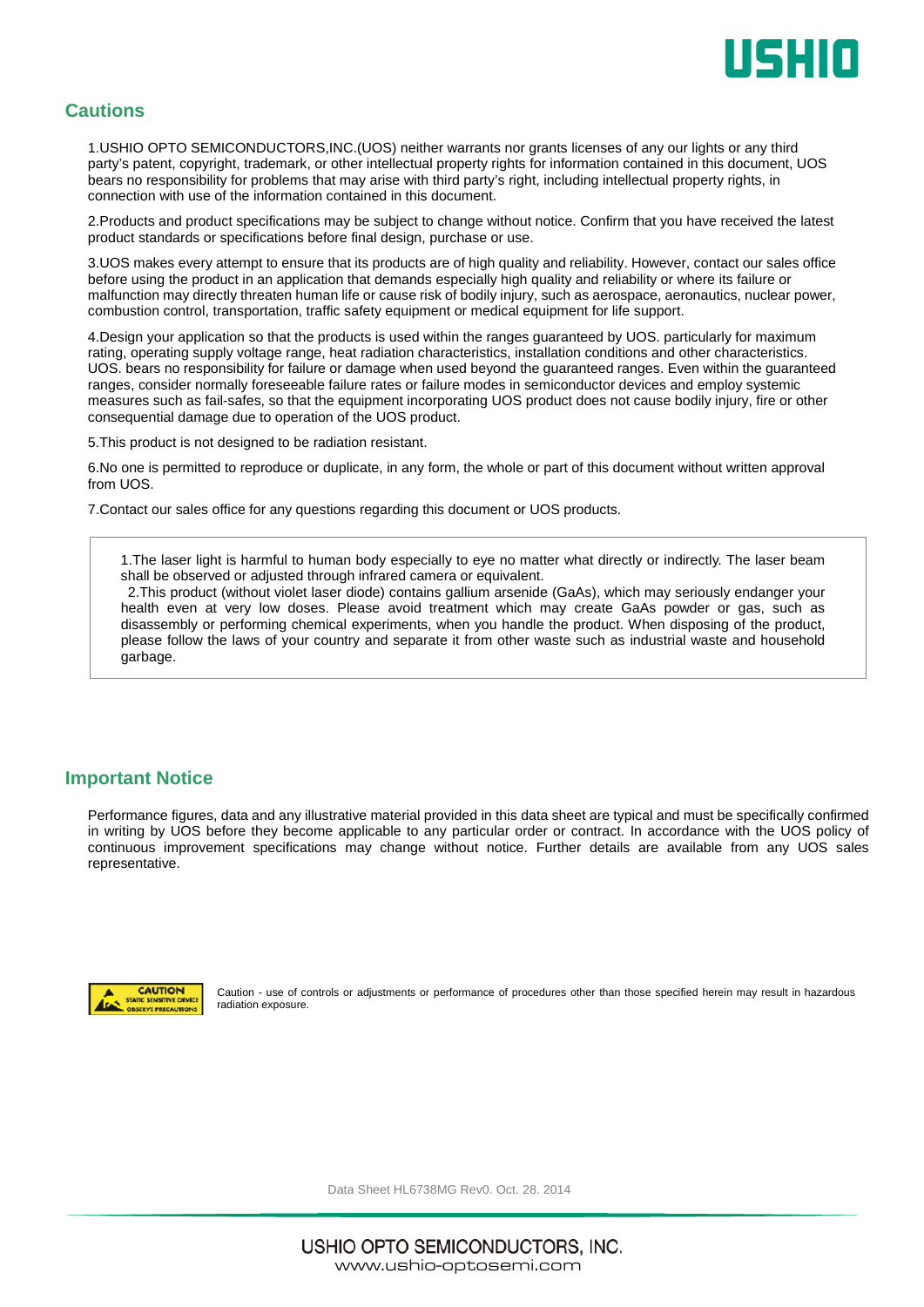## Cautions

1.USHIO OPTO SEMICONDUCTORS,INC.(UOS) neither warrants nor grants licenses of any our lights or any third party's patent, copyright, trademark, or other intellectual property rights for information contained in this document, UOS bears no responsibility for problems that may arise with third party's right, including intellectual property rights, in connection with use of the information contained in this document.

2.Products and product specifications may be subject to change without notice. Confirm that you have received the latest product standards or specifications before final design, purchase or use.

3.UOS makes every attempt to ensure that its products are of high quality and reliability. However, contact our sales office before using the product in an application that demands especially high quality and reliability or where its failure or malfunction may directly threaten human life or cause risk of bodily injury, such as aerospace, aeronautics, nuclear power, combustion control, transportation, traffic safety equipment or medical equipment for life support.

4.Design your application so that the products is used within the ranges guaranteed by UOS. particularly for maximum rating, operating supply voltage range, heat radiation characteristics, installation conditions and other characteristics. UOS. bears no responsibility for failure or damage when used beyond the guaranteed ranges. Even within the guaranteed ranges, consider normally foreseeable failure rates or failure modes in semiconductor devices and employ systemic measures such as fail-safes, so that the equipment incorporating UOS product does not cause bodily injury, fire or other consequential damage due to operation of the UOS product.

5.This product is not designed to be radiation resistant.

6.No one is permitted to reproduce or duplicate, in any form, the whole or part of this document without written approval from UOS.

7.Contact our sales office for any questions regarding this document or UOS products.

1.The laser light is harmful to human body especially to eye no matter what directly or indirectly. The laser beam shall be observed or adjusted through infrared camera or equivalent.

2.This product (without violet laser diode) contains gallium arsenide (GaAs), which may seriously endanger your health even at very low doses. Please avoid treatment which may create GaAs powder or gas, such as disassembly or performing chemical experiments, when you handle the product. When disposing of the product, please follow the laws of your country and separate it from other waste such as industrial waste and household garbage.

## Important Notice

Performance figures, data and any illustrative material provided in this data sheet are typical and must be specifically confirmed in writing by UOS before they become applicable to any particular order or contract. In accordance with the UOS policy of continuous improvement specifications may change without notice. Further details are available from any UOS sales representative.

CAUTION
STATIC SENSITIVE DEVICE
OBSERVE PRECAUTIONS

Caution - use of controls or adjustments or performance of procedures other than those specified herein may result in hazardous radiation exposure.

Data Sheet HL6738MG Rev0. Oct. 28. 2014

USHIO OPTO SEMICONDUCTORS, INC.
www.ushio-optosemi.com